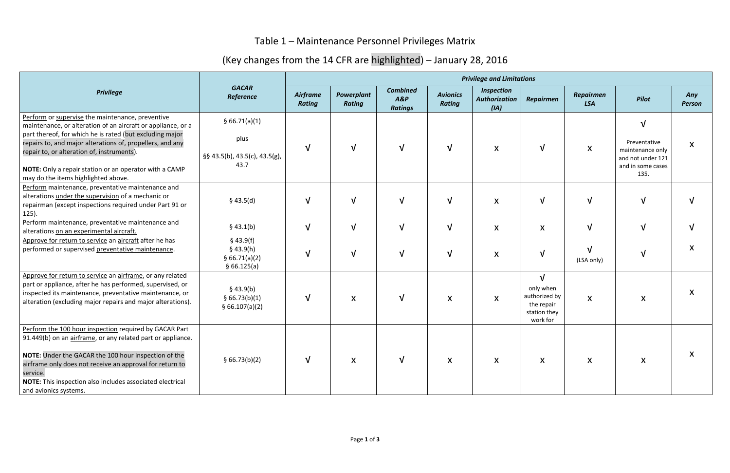# Table 1 – Maintenance Personnel Privileges Matrix

## (Key changes from the 14 CFR are highlighted) – January 28, 2016

| Privilege | GACAR Reference | Privilege and Limitations | | | | | | | | |
|---|---|---|---|---|---|---|---|---|---|---|
| | | Airframe Rating | Powerplant Rating | Combined A&P Ratings | Avionics Rating | Inspection Authorization (IA) | Repairmen | Repairmen LSA | Pilot | Any Person |
| Perform or supervise the maintenance, preventive maintenance, or alteration of an aircraft or appliance, or a part thereof, for which he is rated (but excluding major repairs to, and major alterations of, propellers, and any repair to, or alteration of, instruments).<br><br>**NOTE:** Only a repair station or an operator with a CAMP may do the items highlighted above. | § 66.71(a)(1)<br><br>plus<br><br>§§ 43.5(b), 43.5(c), 43.5(g), 43.7 | √ | √ | √ | √ | x | √ | x | √<br><br>Preventative maintenance only and not under 121 and in some cases 135. | x |
| Perform maintenance, preventative maintenance and alterations under the supervision of a mechanic or repairman (except inspections required under Part 91 or 125). | § 43.5(d) | √ | √ | √ | √ | x | √ | √ | √ | √ |
| Perform maintenance, preventative maintenance and alterations on an experimental aircraft. | § 43.1(b) | √ | √ | √ | √ | x | x | √ | √ | √ |
| Approve for return to service an aircraft after he has performed or supervised preventative maintenance. | § 43.9(f)<br>§ 43.9(h)<br>§ 66.71(a)(2)<br>§ 66.125(a) | √ | √ | √ | √ | x | √ | √<br>(LSA only) | √ | x |
| Approve for return to service an airframe, or any related part or appliance, after he has performed, supervised, or inspected its maintenance, preventative maintenance, or alteration (excluding major repairs and major alterations). | § 43.9(b)<br>§ 66.73(b)(1)<br>§ 66.107(a)(2) | √ | x | √ | x | x | √<br>only when authorized by the repair station they work for | x | x | x |
| Perform the 100 hour inspection required by GACAR Part 91.449(b) on an airframe, or any related part or appliance.<br><br>**NOTE:** Under the GACAR the 100 hour inspection of the airframe only does not receive an approval for return to service.<br>**NOTE:** This inspection also includes associated electrical and avionics systems. | § 66.73(b)(2) | √ | x | √ | x | x | x | x | x | x |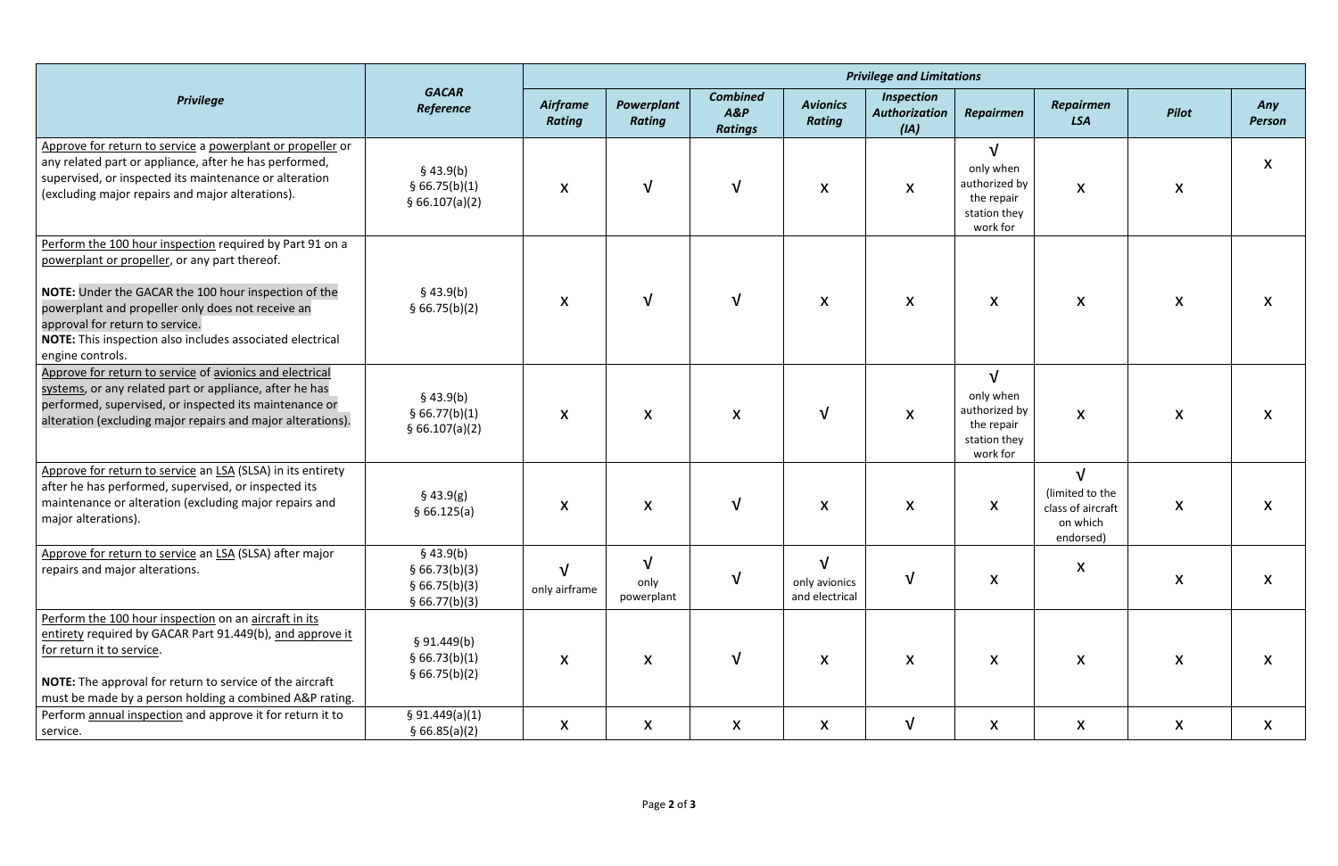| Privilege | GACAR Reference | Privilege and Limitations | | | | | | | | |
|---|---|---|---|---|---|---|---|---|---|---|
| | | Airframe Rating | Powerplant Rating | Combined A&P Ratings | Avionics Rating | Inspection Authorization (IA) | Repairmen | Repairmen LSA | Pilot | Any Person |
| Approve for return to service a powerplant or propeller or any related part or appliance, after he has performed, supervised, or inspected its maintenance or alteration (excluding major repairs and major alterations). | § 43.9(b) § 66.75(b)(1) § 66.107(a)(2) | X | √ | √ | X | X | √ only when authorized by the repair station they work for | X | X | X |
| Perform the 100 hour inspection required by Part 91 on a powerplant or propeller, or any part thereof. **NOTE:** Under the GACAR the 100 hour inspection of the powerplant and propeller only does not receive an approval for return to service. **NOTE:** This inspection also includes associated electrical engine controls. | § 43.9(b) § 66.75(b)(2) | X | √ | √ | X | X | X | X | X | X |
| Approve for return to service of avionics and electrical systems, or any related part or appliance, after he has performed, supervised, or inspected its maintenance or alteration (excluding major repairs and major alterations). | § 43.9(b) § 66.77(b)(1) § 66.107(a)(2) | X | X | X | √ | X | √ only when authorized by the repair station they work for | X | X | X |
| Approve for return to service an LSA (SLSA) in its entirety after he has performed, supervised, or inspected its maintenance or alteration (excluding major repairs and major alterations). | § 43.9(g) § 66.125(a) | X | X | √ | X | X | X | √ (limited to the class of aircraft on which endorsed) | X | X |
| Approve for return to service an LSA (SLSA) after major repairs and major alterations. | § 43.9(b) § 66.73(b)(3) § 66.75(b)(3) § 66.77(b)(3) | √ only airframe | √ only powerplant | √ | √ only avionics and electrical | √ | X | X | X | X |
| Perform the 100 hour inspection on an aircraft in its entirety required by GACAR Part 91.449(b), and approve it for return it to service. **NOTE:** The approval for return to service of the aircraft must be made by a person holding a combined A&P rating. | § 91.449(b) § 66.73(b)(1) § 66.75(b)(2) | X | X | √ | X | X | X | X | X | X |
| Perform annual inspection and approve it for return it to service. | § 91.449(a)(1) § 66.85(a)(2) | X | X | X | X | √ | X | X | X | X |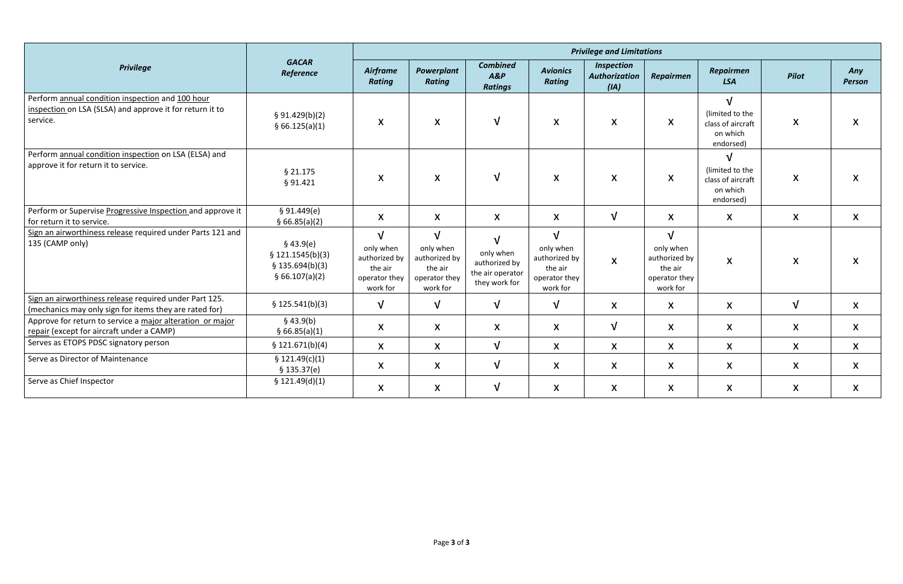| Privilege | GACAR Reference | Privilege and Limitations | | | | | | | | |
|---|---|---|---|---|---|---|---|---|---|---|
| | | Airframe Rating | Powerplant Rating | Combined A&P Ratings | Avionics Rating | Inspection Authorization (IA) | Repairmen | Repairmen LSA | Pilot | Any Person |
| Perform annual condition inspection and 100 hour inspection on LSA (SLSA) and approve it for return it to service. | § 91.429(b)(2) § 66.125(a)(1) | X | X | √ | X | X | X | √ (limited to the class of aircraft on which endorsed) | X | X |
| Perform annual condition inspection on LSA (ELSA) and approve it for return it to service. | § 21.175 § 91.421 | X | X | √ | X | X | X | √ (limited to the class of aircraft on which endorsed) | X | X |
| Perform or Supervise Progressive Inspection and approve it for return it to service. | § 91.449(e) § 66.85(a)(2) | X | X | X | X | √ | X | X | X | X |
| Sign an airworthiness release required under Parts 121 and 135 (CAMP only) | § 43.9(e) § 121.1545(b)(3) § 135.694(b)(3) § 66.107(a)(2) | √ only when authorized by the air operator they work for | √ only when authorized by the air operator they work for | √ only when authorized by the air operator they work for | √ only when authorized by the air operator they work for | X | √ only when authorized by the air operator they work for | X | X | X |
| Sign an airworthiness release required under Part 125. (mechanics may only sign for items they are rated for) | § 125.541(b)(3) | √ | √ | √ | √ | X | X | X | √ | X |
| Approve for return to service a major alteration or major repair (except for aircraft under a CAMP) | § 43.9(b) § 66.85(a)(1) | X | X | X | X | √ | X | X | X | X |
| Serves as ETOPS PDSC signatory person | § 121.671(b)(4) | X | X | √ | X | X | X | X | X | X |
| Serve as Director of Maintenance | § 121.49(c)(1) § 135.37(e) | X | X | √ | X | X | X | X | X | X |
| Serve as Chief Inspector | § 121.49(d)(1) | X | X | √ | X | X | X | X | X | X |